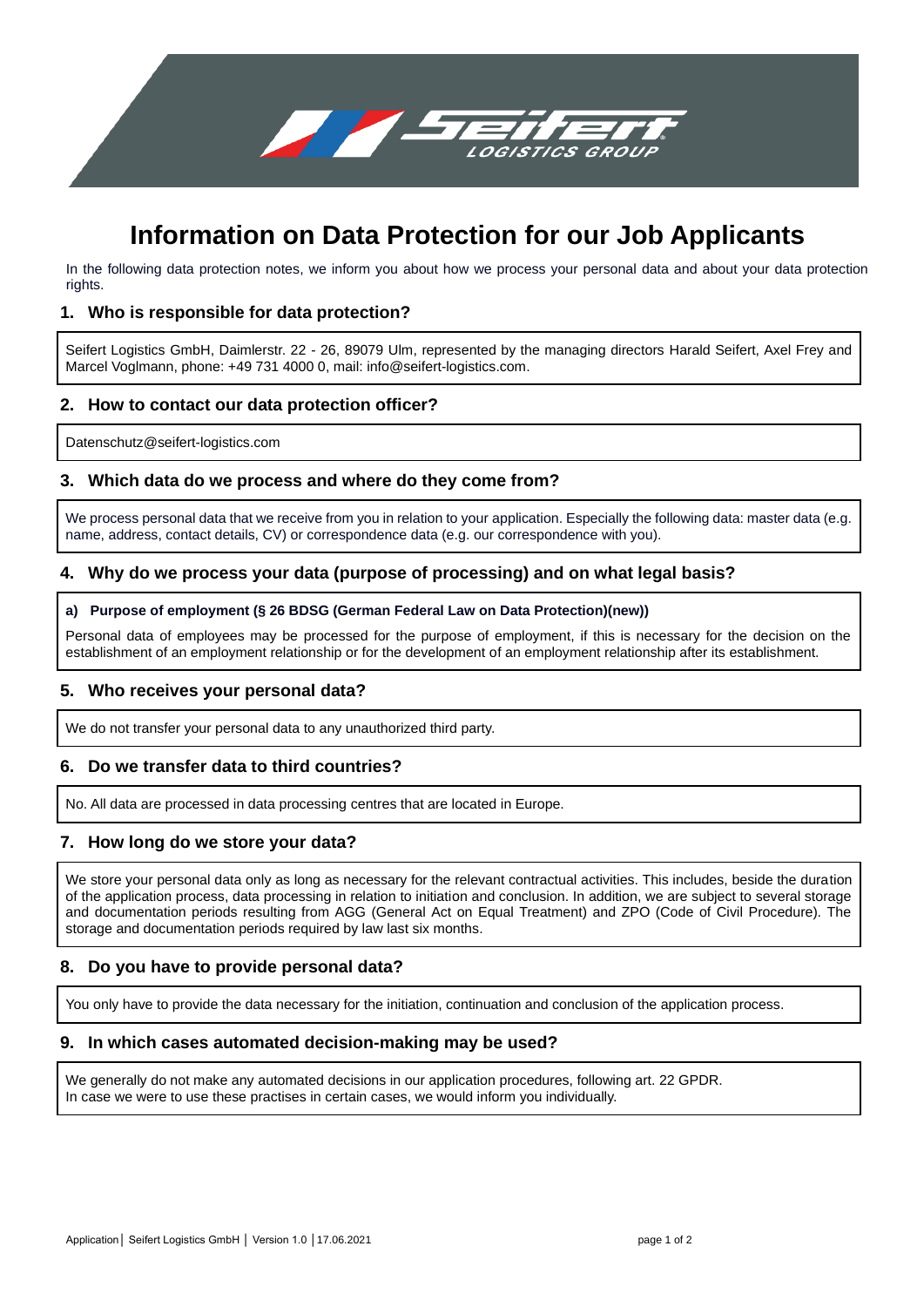# Information on Data Protection for our Job Applicants

In the following data protection notes, we inform you about how we process your personal data and about your data protection rights.

## 1. Who is responsible for data protection?

Seifert Logistics GmbH, Daimlerstr. 22 - 26, 89079 Ulm, represented by the managing directors Harald Seifert, Axel Frey and Marcel Voglmann, phone: +49 731 4000 0, mail: info@seifert-logistics.com.

## 2. How to contact our data protection officer?

Datenschutz@seifert-logistics.com

## 3. Which data do we process and where do they come from?

We process personal data that we receive from you in relation to your application. Especially the following data: master data (e.g. name, address, contact details, CV) or correspondence data (e.g. our correspondence with you).

## 4. Why do we process your data (purpose of processing) and on what legal basis?

**a) Purpose of employment (§ 26 BDSG (German Federal Law on Data Protection)(new))**

Personal data of employees may be processed for the purpose of employment, if this is necessary for the decision on the establishment of an employment relationship or for the development of an employment relationship after its establishment.

## 5. Who receives your personal data?

We do not transfer your personal data to any unauthorized third party.

## 6. Do we transfer data to third countries?

No. All data are processed in data processing centres that are located in Europe.

## 7. How long do we store your data?

We store your personal data only as long as necessary for the relevant contractual activities. This includes, beside the duration of the application process, data processing in relation to initiation and conclusion. In addition, we are subject to several storage and documentation periods resulting from AGG (General Act on Equal Treatment) and ZPO (Code of Civil Procedure). The storage and documentation periods required by law last six months.

## 8. Do you have to provide personal data?

You only have to provide the data necessary for the initiation, continuation and conclusion of the application process.

## 9. In which cases automated decision-making may be used?

We generally do not make any automated decisions in our application procedures, following art. 22 GPDR.
In case we were to use these practises in certain cases, we would inform you individually.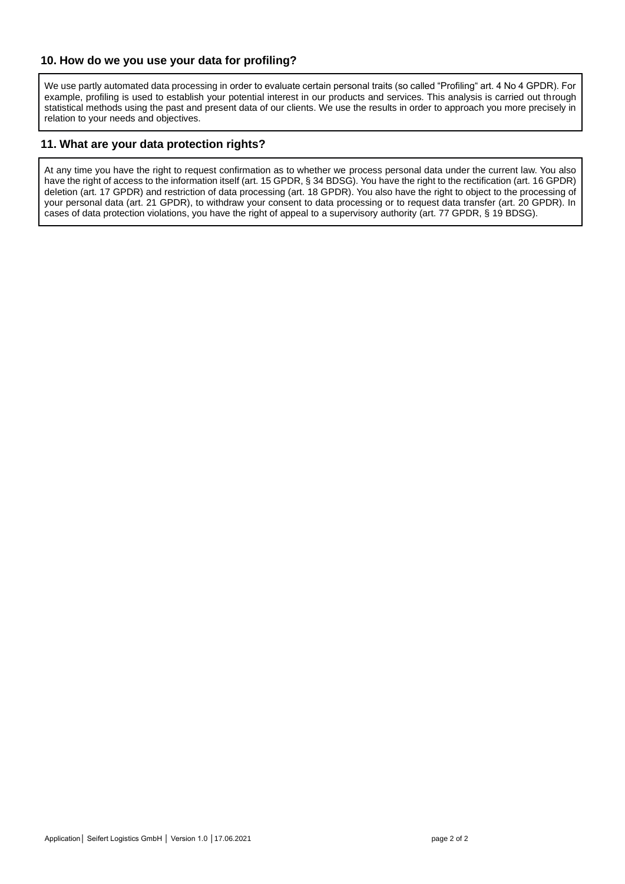## 10. How do we you use your data for profiling?

We use partly automated data processing in order to evaluate certain personal traits (so called "Profiling" art. 4 No 4 GPDR). For example, profiling is used to establish your potential interest in our products and services. This analysis is carried out through statistical methods using the past and present data of our clients. We use the results in order to approach you more precisely in relation to your needs and objectives.

## 11. What are your data protection rights?

At any time you have the right to request confirmation as to whether we process personal data under the current law. You also have the right of access to the information itself (art. 15 GPDR, § 34 BDSG). You have the right to the rectification (art. 16 GPDR) deletion (art. 17 GPDR) and restriction of data processing (art. 18 GPDR). You also have the right to object to the processing of your personal data (art. 21 GPDR), to withdraw your consent to data processing or to request data transfer (art. 20 GPDR). In cases of data protection violations, you have the right of appeal to a supervisory authority (art. 77 GPDR, § 19 BDSG).